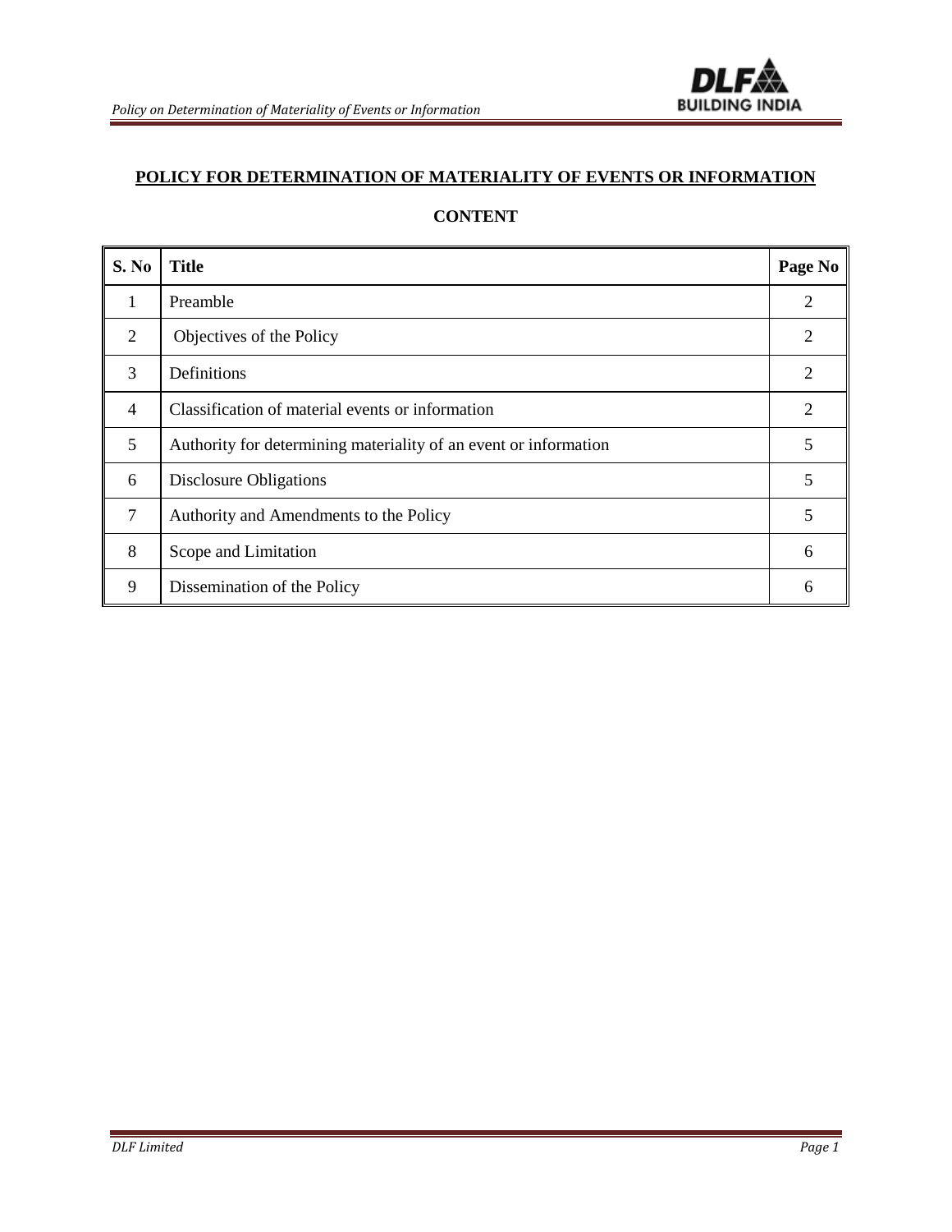# POLICY FOR DETERMINATION OF MATERIALITY OF EVENTS OR INFORMATION

## CONTENT

| S. No | Title | Page No |
|---|---|---|
| 1 | Preamble | 2 |
| 2 | Objectives of the Policy | 2 |
| 3 | Definitions | 2 |
| 4 | Classification of material events or information | 2 |
| 5 | Authority for determining materiality of an event or information | 5 |
| 6 | Disclosure Obligations | 5 |
| 7 | Authority and Amendments to the Policy | 5 |
| 8 | Scope and Limitation | 6 |
| 9 | Dissemination of the Policy | 6 |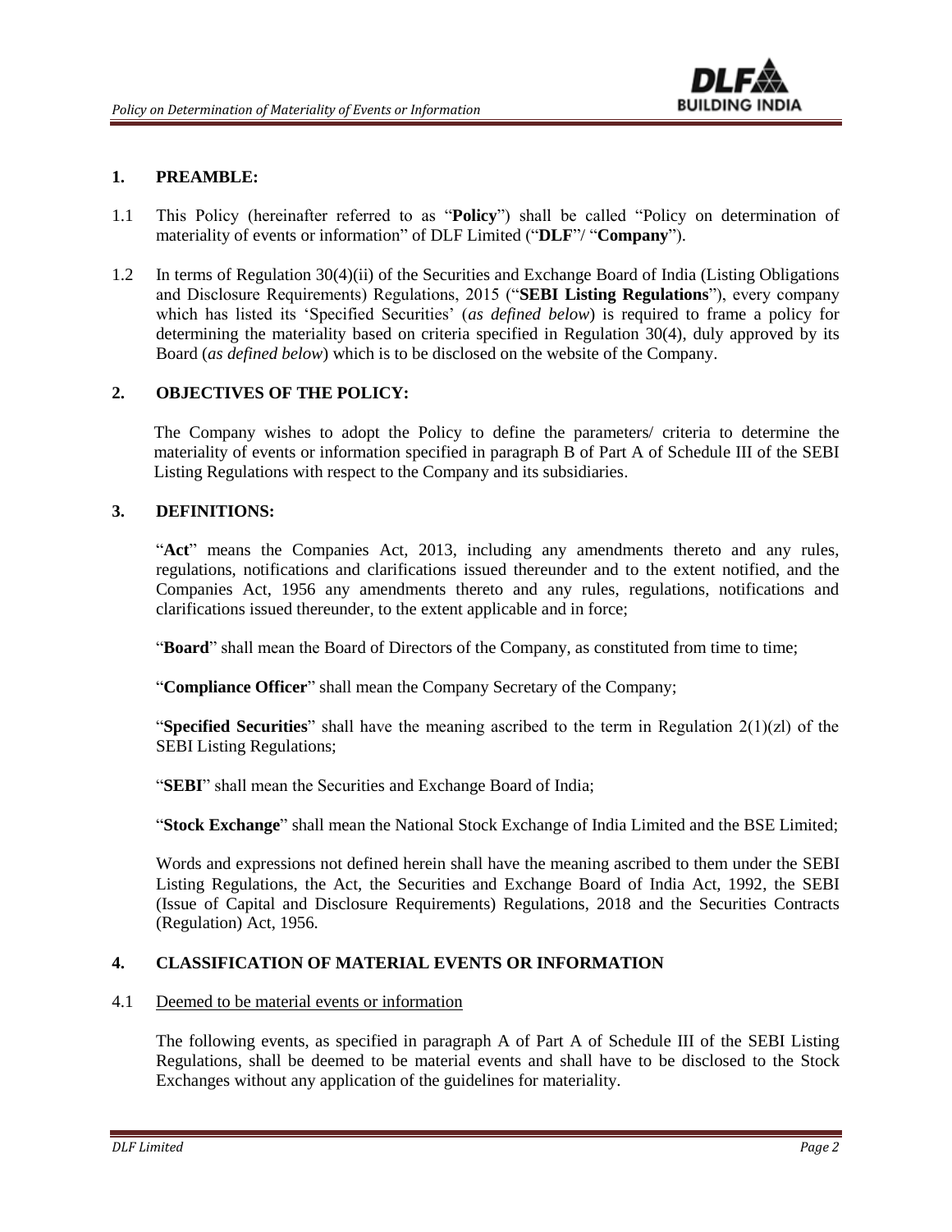## 1. PREAMBLE:

1.1 This Policy (hereinafter referred to as "**Policy**") shall be called "Policy on determination of materiality of events or information" of DLF Limited ("**DLF**"/ "**Company**").

1.2 In terms of Regulation 30(4)(ii) of the Securities and Exchange Board of India (Listing Obligations and Disclosure Requirements) Regulations, 2015 ("**SEBI Listing Regulations**"), every company which has listed its 'Specified Securities' (*as defined below*) is required to frame a policy for determining the materiality based on criteria specified in Regulation 30(4), duly approved by its Board (*as defined below*) which is to be disclosed on the website of the Company.

## 2. OBJECTIVES OF THE POLICY:

The Company wishes to adopt the Policy to define the parameters/ criteria to determine the materiality of events or information specified in paragraph B of Part A of Schedule III of the SEBI Listing Regulations with respect to the Company and its subsidiaries.

## 3. DEFINITIONS:

"**Act**" means the Companies Act, 2013, including any amendments thereto and any rules, regulations, notifications and clarifications issued thereunder and to the extent notified, and the Companies Act, 1956 any amendments thereto and any rules, regulations, notifications and clarifications issued thereunder, to the extent applicable and in force;

"**Board**" shall mean the Board of Directors of the Company, as constituted from time to time;

"**Compliance Officer**" shall mean the Company Secretary of the Company;

"**Specified Securities**" shall have the meaning ascribed to the term in Regulation 2(1)(zl) of the SEBI Listing Regulations;

"**SEBI**" shall mean the Securities and Exchange Board of India;

"**Stock Exchange**" shall mean the National Stock Exchange of India Limited and the BSE Limited;

Words and expressions not defined herein shall have the meaning ascribed to them under the SEBI Listing Regulations, the Act, the Securities and Exchange Board of India Act, 1992, the SEBI (Issue of Capital and Disclosure Requirements) Regulations, 2018 and the Securities Contracts (Regulation) Act, 1956.

## 4. CLASSIFICATION OF MATERIAL EVENTS OR INFORMATION

4.1 Deemed to be material events or information

The following events, as specified in paragraph A of Part A of Schedule III of the SEBI Listing Regulations, shall be deemed to be material events and shall have to be disclosed to the Stock Exchanges without any application of the guidelines for materiality.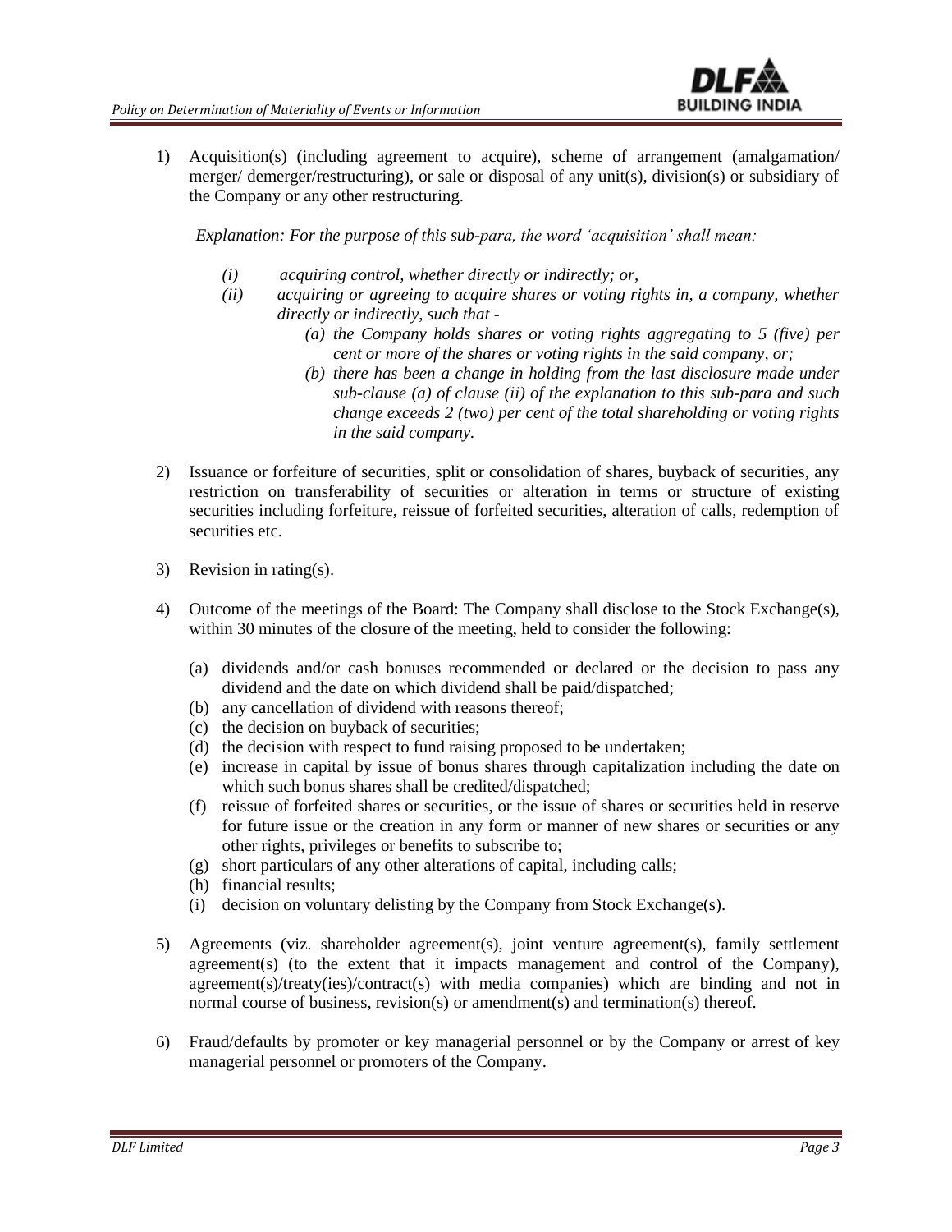1) Acquisition(s) (including agreement to acquire), scheme of arrangement (amalgamation/ merger/ demerger/restructuring), or sale or disposal of any unit(s), division(s) or subsidiary of the Company or any other restructuring.

   *Explanation: For the purpose of this sub-para, the word 'acquisition' shall mean:*

   *(i) acquiring control, whether directly or indirectly; or,*

   *(ii) acquiring or agreeing to acquire shares or voting rights in, a company, whether directly or indirectly, such that -*

   *(a) the Company holds shares or voting rights aggregating to 5 (five) per cent or more of the shares or voting rights in the said company, or;*

   *(b) there has been a change in holding from the last disclosure made under sub-clause (a) of clause (ii) of the explanation to this sub-para and such change exceeds 2 (two) per cent of the total shareholding or voting rights in the said company.*

2) Issuance or forfeiture of securities, split or consolidation of shares, buyback of securities, any restriction on transferability of securities or alteration in terms or structure of existing securities including forfeiture, reissue of forfeited securities, alteration of calls, redemption of securities etc.

3) Revision in rating(s).

4) Outcome of the meetings of the Board: The Company shall disclose to the Stock Exchange(s), within 30 minutes of the closure of the meeting, held to consider the following:

   (a) dividends and/or cash bonuses recommended or declared or the decision to pass any dividend and the date on which dividend shall be paid/dispatched;
   (b) any cancellation of dividend with reasons thereof;
   (c) the decision on buyback of securities;
   (d) the decision with respect to fund raising proposed to be undertaken;
   (e) increase in capital by issue of bonus shares through capitalization including the date on which such bonus shares shall be credited/dispatched;
   (f) reissue of forfeited shares or securities, or the issue of shares or securities held in reserve for future issue or the creation in any form or manner of new shares or securities or any other rights, privileges or benefits to subscribe to;
   (g) short particulars of any other alterations of capital, including calls;
   (h) financial results;
   (i) decision on voluntary delisting by the Company from Stock Exchange(s).

5) Agreements (viz. shareholder agreement(s), joint venture agreement(s), family settlement agreement(s) (to the extent that it impacts management and control of the Company), agreement(s)/treaty(ies)/contract(s) with media companies) which are binding and not in normal course of business, revision(s) or amendment(s) and termination(s) thereof.

6) Fraud/defaults by promoter or key managerial personnel or by the Company or arrest of key managerial personnel or promoters of the Company.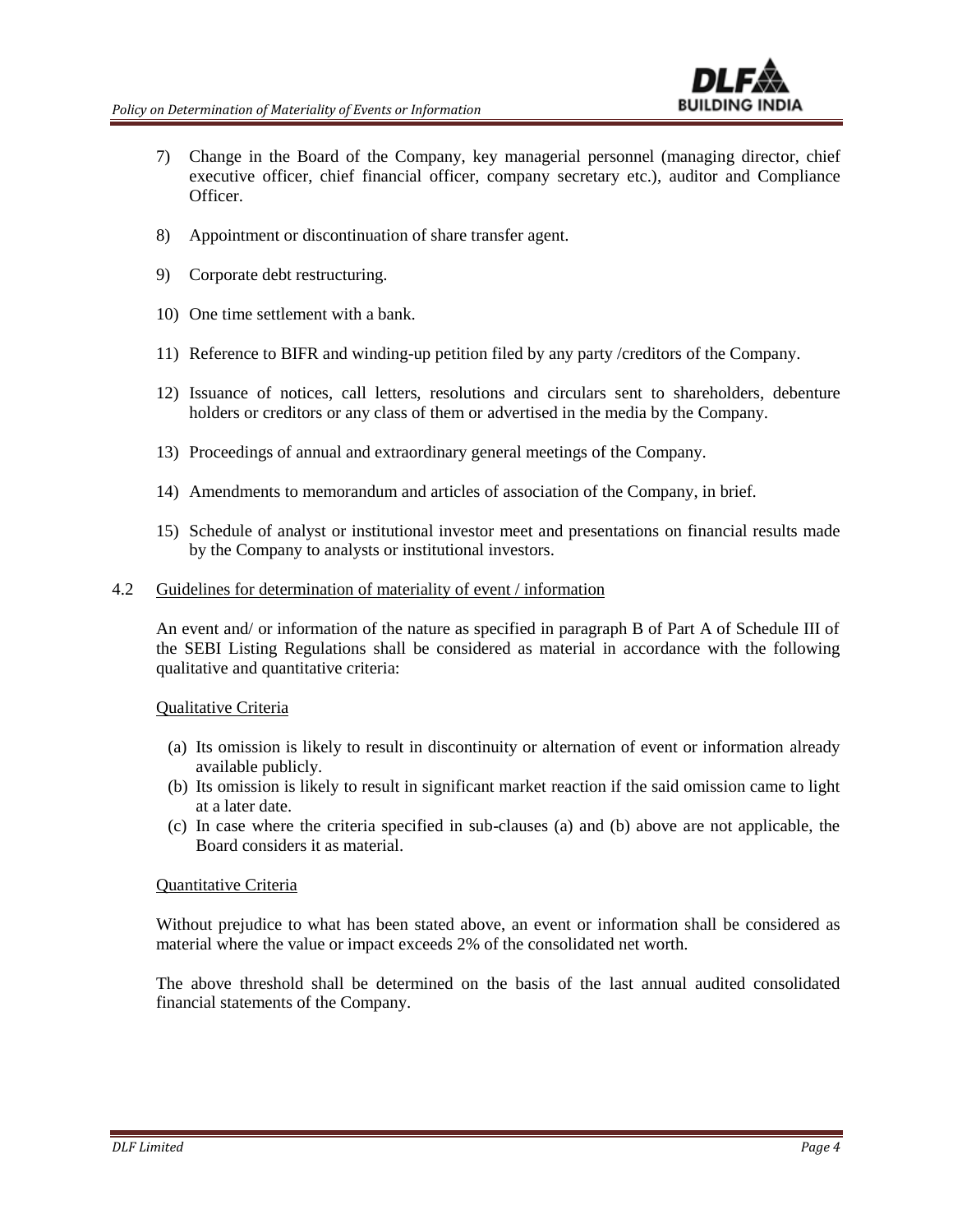7) Change in the Board of the Company, key managerial personnel (managing director, chief executive officer, chief financial officer, company secretary etc.), auditor and Compliance Officer.

8) Appointment or discontinuation of share transfer agent.

9) Corporate debt restructuring.

10) One time settlement with a bank.

11) Reference to BIFR and winding-up petition filed by any party /creditors of the Company.

12) Issuance of notices, call letters, resolutions and circulars sent to shareholders, debenture holders or creditors or any class of them or advertised in the media by the Company.

13) Proceedings of annual and extraordinary general meetings of the Company.

14) Amendments to memorandum and articles of association of the Company, in brief.

15) Schedule of analyst or institutional investor meet and presentations on financial results made by the Company to analysts or institutional investors.

4.2 Guidelines for determination of materiality of event / information

An event and/ or information of the nature as specified in paragraph B of Part A of Schedule III of the SEBI Listing Regulations shall be considered as material in accordance with the following qualitative and quantitative criteria:

Qualitative Criteria

(a) Its omission is likely to result in discontinuity or alternation of event or information already available publicly.
(b) Its omission is likely to result in significant market reaction if the said omission came to light at a later date.
(c) In case where the criteria specified in sub-clauses (a) and (b) above are not applicable, the Board considers it as material.

Quantitative Criteria

Without prejudice to what has been stated above, an event or information shall be considered as material where the value or impact exceeds 2% of the consolidated net worth.

The above threshold shall be determined on the basis of the last annual audited consolidated financial statements of the Company.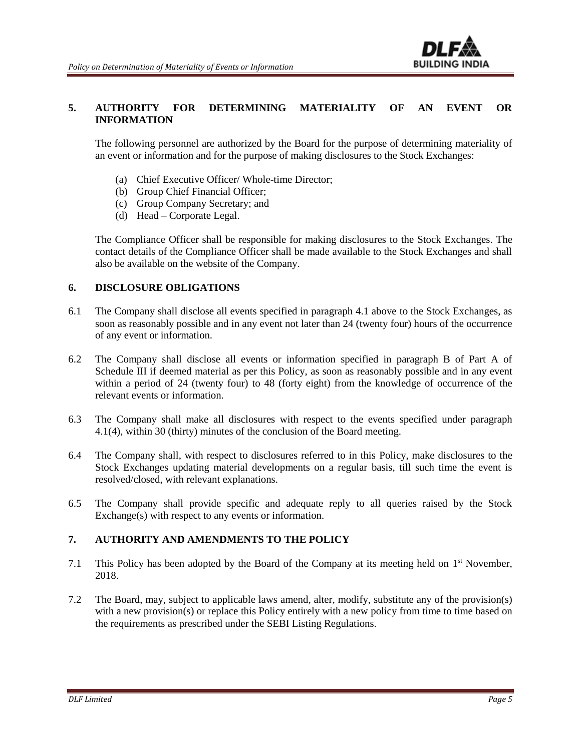## 5. AUTHORITY FOR DETERMINING MATERIALITY OF AN EVENT OR INFORMATION

The following personnel are authorized by the Board for the purpose of determining materiality of an event or information and for the purpose of making disclosures to the Stock Exchanges:

(a) Chief Executive Officer/ Whole-time Director;
(b) Group Chief Financial Officer;
(c) Group Company Secretary; and
(d) Head – Corporate Legal.

The Compliance Officer shall be responsible for making disclosures to the Stock Exchanges. The contact details of the Compliance Officer shall be made available to the Stock Exchanges and shall also be available on the website of the Company.

## 6. DISCLOSURE OBLIGATIONS

6.1 The Company shall disclose all events specified in paragraph 4.1 above to the Stock Exchanges, as soon as reasonably possible and in any event not later than 24 (twenty four) hours of the occurrence of any event or information.

6.2 The Company shall disclose all events or information specified in paragraph B of Part A of Schedule III if deemed material as per this Policy, as soon as reasonably possible and in any event within a period of 24 (twenty four) to 48 (forty eight) from the knowledge of occurrence of the relevant events or information.

6.3 The Company shall make all disclosures with respect to the events specified under paragraph 4.1(4), within 30 (thirty) minutes of the conclusion of the Board meeting.

6.4 The Company shall, with respect to disclosures referred to in this Policy, make disclosures to the Stock Exchanges updating material developments on a regular basis, till such time the event is resolved/closed, with relevant explanations.

6.5 The Company shall provide specific and adequate reply to all queries raised by the Stock Exchange(s) with respect to any events or information.

## 7. AUTHORITY AND AMENDMENTS TO THE POLICY

7.1 This Policy has been adopted by the Board of the Company at its meeting held on 1st November, 2018.

7.2 The Board, may, subject to applicable laws amend, alter, modify, substitute any of the provision(s) with a new provision(s) or replace this Policy entirely with a new policy from time to time based on the requirements as prescribed under the SEBI Listing Regulations.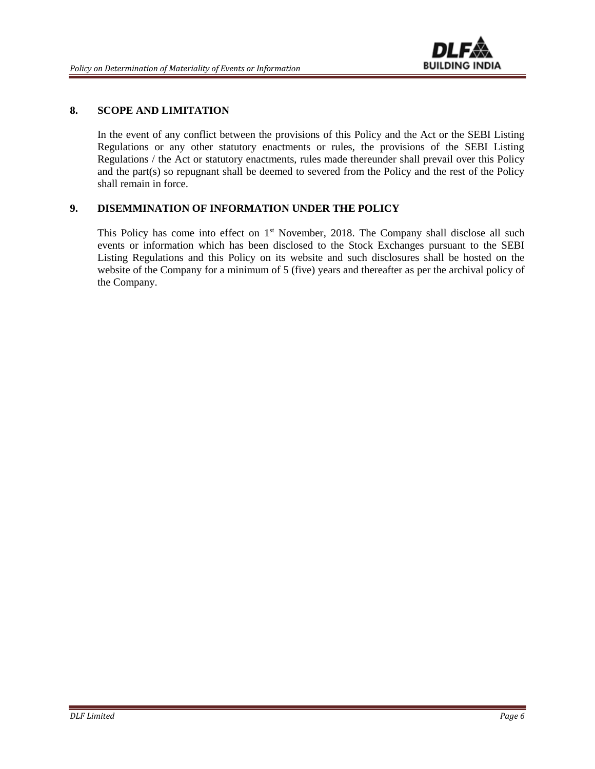## 8. SCOPE AND LIMITATION

In the event of any conflict between the provisions of this Policy and the Act or the SEBI Listing Regulations or any other statutory enactments or rules, the provisions of the SEBI Listing Regulations / the Act or statutory enactments, rules made thereunder shall prevail over this Policy and the part(s) so repugnant shall be deemed to severed from the Policy and the rest of the Policy shall remain in force.

## 9. DISEMMINATION OF INFORMATION UNDER THE POLICY

This Policy has come into effect on 1st November, 2018. The Company shall disclose all such events or information which has been disclosed to the Stock Exchanges pursuant to the SEBI Listing Regulations and this Policy on its website and such disclosures shall be hosted on the website of the Company for a minimum of 5 (five) years and thereafter as per the archival policy of the Company.